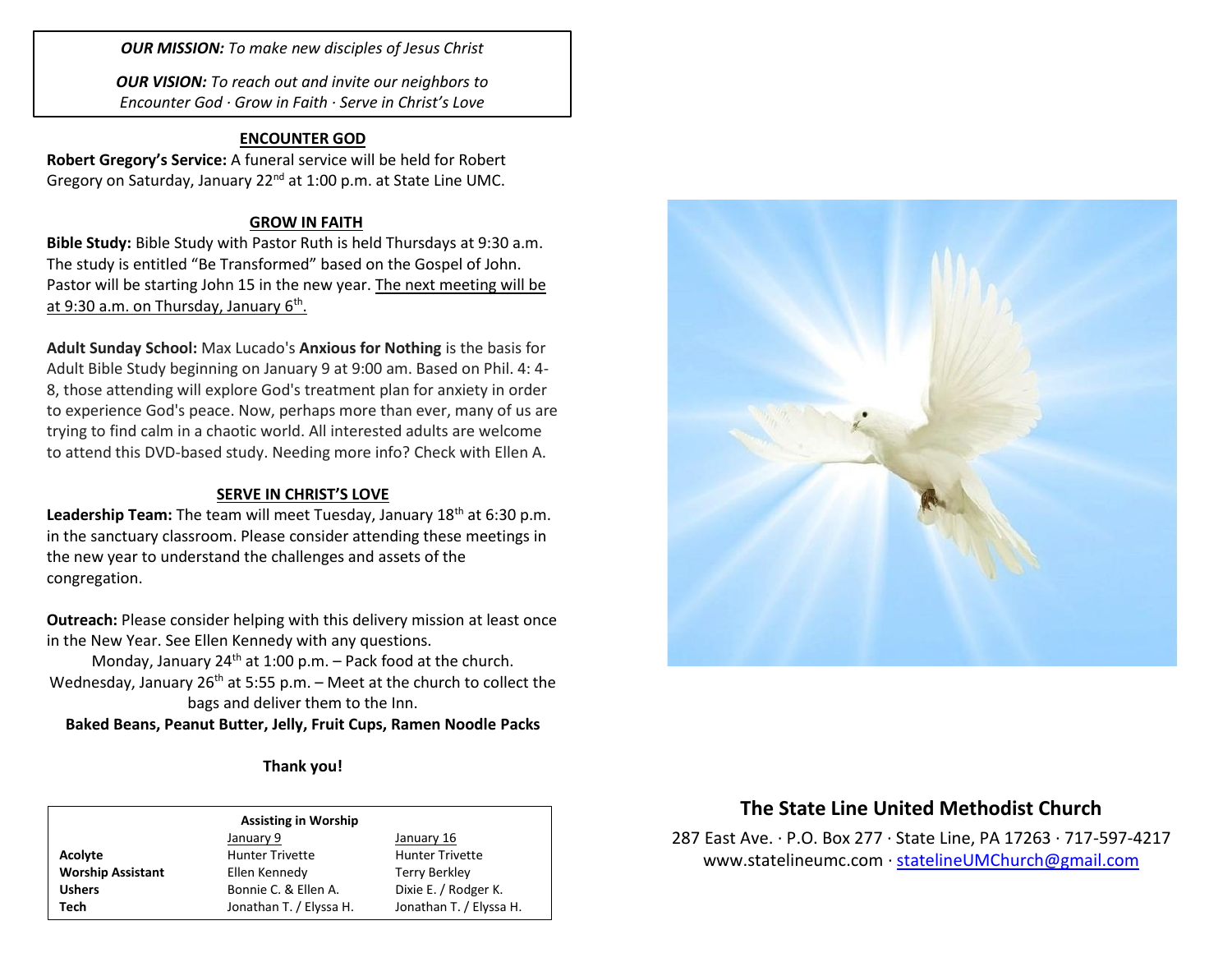***OUR MISSION:*** *To make new disciples of Jesus Christ*

***OUR VISION:*** *To reach out and invite our neighbors to Encounter God · Grow in Faith · Serve in Christ's Love*

## ENCOUNTER GOD

**Robert Gregory's Service:** A funeral service will be held for Robert Gregory on Saturday, January 22nd at 1:00 p.m. at State Line UMC.

## GROW IN FAITH

**Bible Study:** Bible Study with Pastor Ruth is held Thursdays at 9:30 a.m. The study is entitled "Be Transformed" based on the Gospel of John. Pastor will be starting John 15 in the new year. The next meeting will be at 9:30 a.m. on Thursday, January 6th.

**Adult Sunday School:** Max Lucado's **Anxious for Nothing** is the basis for Adult Bible Study beginning on January 9 at 9:00 am. Based on Phil. 4: 4-8, those attending will explore God's treatment plan for anxiety in order to experience God's peace. Now, perhaps more than ever, many of us are trying to find calm in a chaotic world. All interested adults are welcome to attend this DVD-based study. Needing more info? Check with Ellen A.

## SERVE IN CHRIST'S LOVE

**Leadership Team:** The team will meet Tuesday, January 18th at 6:30 p.m. in the sanctuary classroom. Please consider attending these meetings in the new year to understand the challenges and assets of the congregation.

**Outreach:** Please consider helping with this delivery mission at least once in the New Year. See Ellen Kennedy with any questions.

Monday, January 24th at 1:00 p.m. – Pack food at the church.
Wednesday, January 26th at 5:55 p.m. – Meet at the church to collect the bags and deliver them to the Inn.

**Baked Beans, Peanut Butter, Jelly, Fruit Cups, Ramen Noodle Packs**

**Thank you!**

| Assisting in Worship | January 9 | January 16 |
|---|---|---|
| **Acolyte** | Hunter Trivette | Hunter Trivette |
| **Worship Assistant** | Ellen Kennedy | Terry Berkley |
| **Ushers** | Bonnie C. & Ellen A. | Dixie E. / Rodger K. |
| **Tech** | Jonathan T. / Elyssa H. | Jonathan T. / Elyssa H. |

## The State Line United Methodist Church

287 East Ave. · P.O. Box 277 · State Line, PA 17263 · 717-597-4217
www.statelineumc.com · statelineUMChurch@gmail.com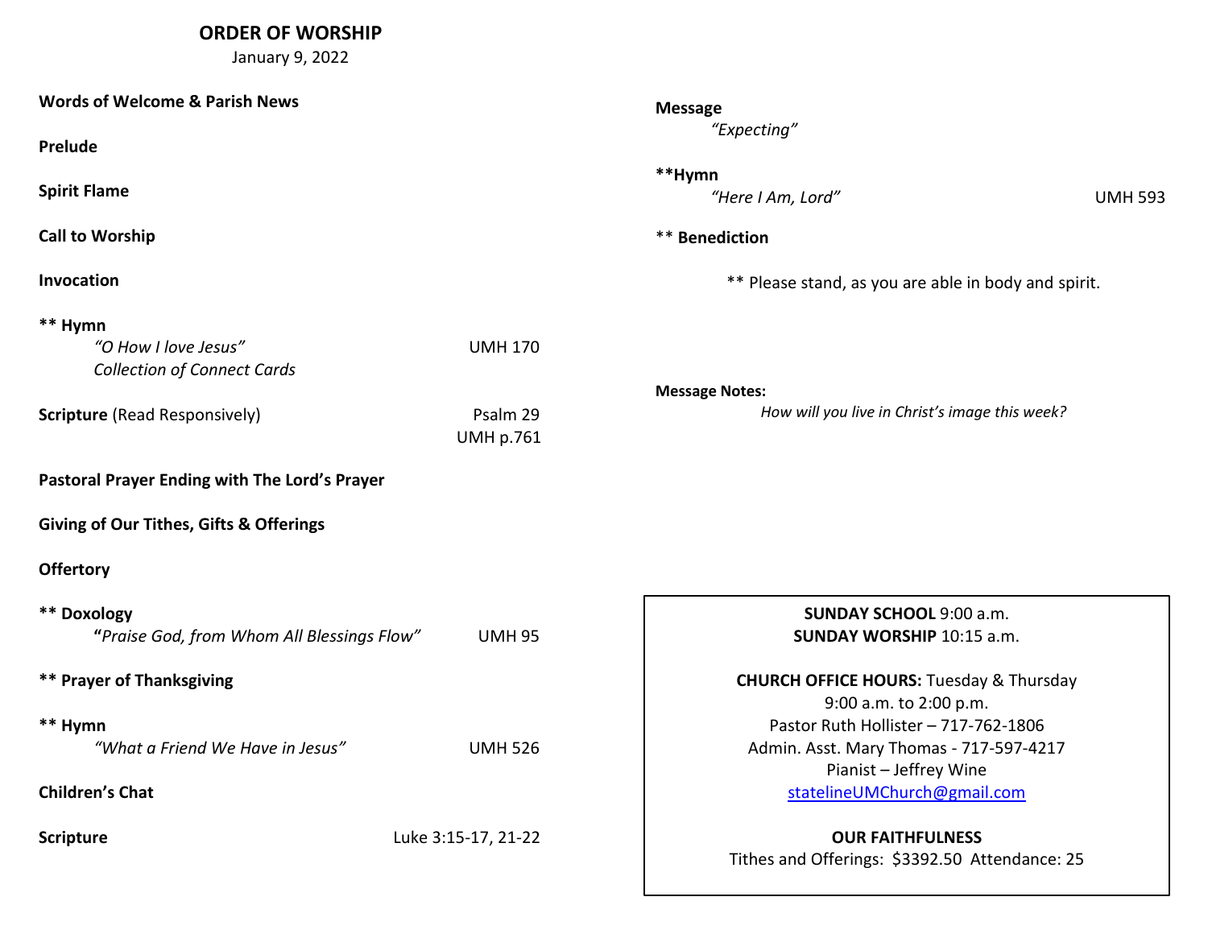## ORDER OF WORSHIP

January 9, 2022

**Words of Welcome & Parish News**

**Prelude**

**Spirit Flame**

**Call to Worship**

**Invocation**

**\*\* Hymn**
*"O How I love Jesus"* UMH 170
*Collection of Connect Cards*

**Scripture** (Read Responsively) Psalm 29
UMH p.761

**Pastoral Prayer Ending with The Lord's Prayer**

**Giving of Our Tithes, Gifts & Offerings**

**Offertory**

**\*\* Doxology**
**"***Praise God, from Whom All Blessings Flow"* UMH 95

**\*\* Prayer of Thanksgiving**

**\*\* Hymn**
*"What a Friend We Have in Jesus"* UMH 526

**Children's Chat**

**Scripture** Luke 3:15-17, 21-22

**Message**
*"Expecting"*

**\*\*Hymn**
*"Here I Am, Lord"* UMH 593

\*\* **Benediction**

\*\* Please stand, as you are able in body and spirit.

**Message Notes:**
*How will you live in Christ's image this week?*

**SUNDAY SCHOOL** 9:00 a.m.
**SUNDAY WORSHIP** 10:15 a.m.

**CHURCH OFFICE HOURS:** Tuesday & Thursday
9:00 a.m. to 2:00 p.m.
Pastor Ruth Hollister – 717-762-1806
Admin. Asst. Mary Thomas - 717-597-4217
Pianist – Jeffrey Wine
statelineUMChurch@gmail.com

**OUR FAITHFULNESS**
Tithes and Offerings: $3392.50 Attendance: 25